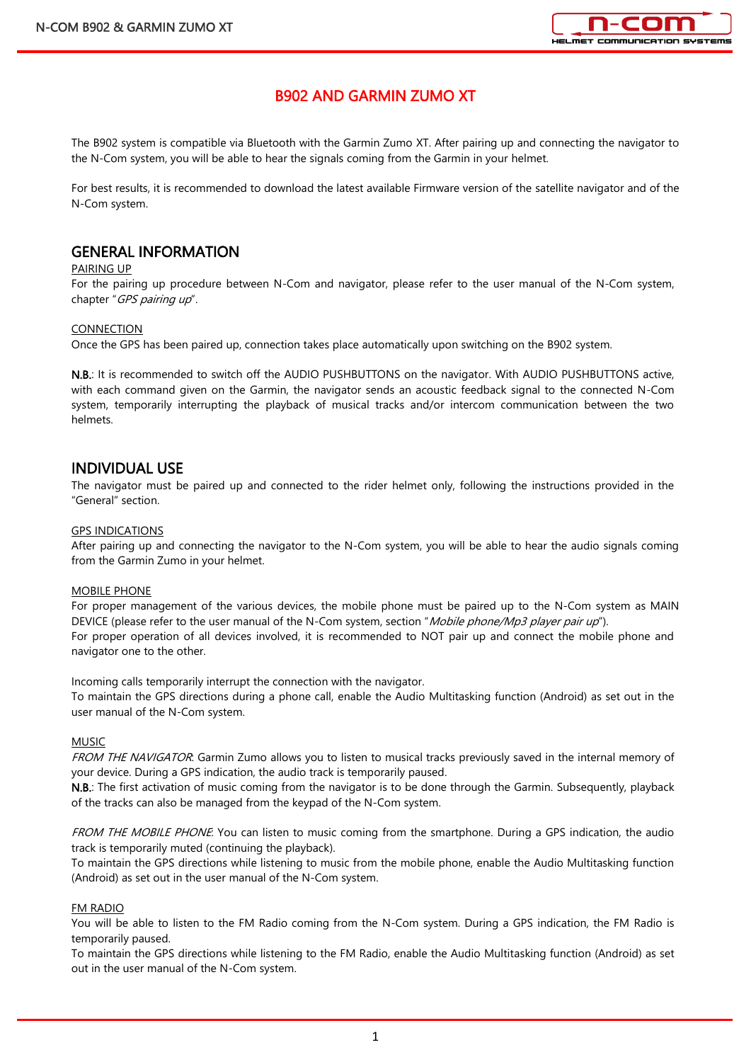# B902 AND GARMIN ZUMO XT

The B902 system is compatible via Bluetooth with the Garmin Zumo XT. After pairing up and connecting the navigator to the N-Com system, you will be able to hear the signals coming from the Garmin in your helmet.

For best results, it is recommended to download the latest available Firmware version of the satellite navigator and of the N-Com system.

## GENERAL INFORMATION

PAIRING UP

For the pairing up procedure between N-Com and navigator, please refer to the user manual of the N-Com system, chapter "*GPS pairing up*".

CONNECTION

Once the GPS has been paired up, connection takes place automatically upon switching on the B902 system.

**N.B.**: It is recommended to switch off the AUDIO PUSHBUTTONS on the navigator. With AUDIO PUSHBUTTONS active, with each command given on the Garmin, the navigator sends an acoustic feedback signal to the connected N-Com system, temporarily interrupting the playback of musical tracks and/or intercom communication between the two helmets.

## INDIVIDUAL USE

The navigator must be paired up and connected to the rider helmet only, following the instructions provided in the "General" section.

GPS INDICATIONS

After pairing up and connecting the navigator to the N-Com system, you will be able to hear the audio signals coming from the Garmin Zumo in your helmet.

MOBILE PHONE

For proper management of the various devices, the mobile phone must be paired up to the N-Com system as MAIN DEVICE (please refer to the user manual of the N-Com system, section "*Mobile phone/Mp3 player pair up*").
For proper operation of all devices involved, it is recommended to NOT pair up and connect the mobile phone and navigator one to the other.

Incoming calls temporarily interrupt the connection with the navigator.
To maintain the GPS directions during a phone call, enable the Audio Multitasking function (Android) as set out in the user manual of the N-Com system.

MUSIC

*FROM THE NAVIGATOR*: Garmin Zumo allows you to listen to musical tracks previously saved in the internal memory of your device. During a GPS indication, the audio track is temporarily paused.
**N.B.**: The first activation of music coming from the navigator is to be done through the Garmin. Subsequently, playback of the tracks can also be managed from the keypad of the N-Com system.

*FROM THE MOBILE PHONE*: You can listen to music coming from the smartphone. During a GPS indication, the audio track is temporarily muted (continuing the playback).
To maintain the GPS directions while listening to music from the mobile phone, enable the Audio Multitasking function (Android) as set out in the user manual of the N-Com system.

FM RADIO

You will be able to listen to the FM Radio coming from the N-Com system. During a GPS indication, the FM Radio is temporarily paused.
To maintain the GPS directions while listening to the FM Radio, enable the Audio Multitasking function (Android) as set out in the user manual of the N-Com system.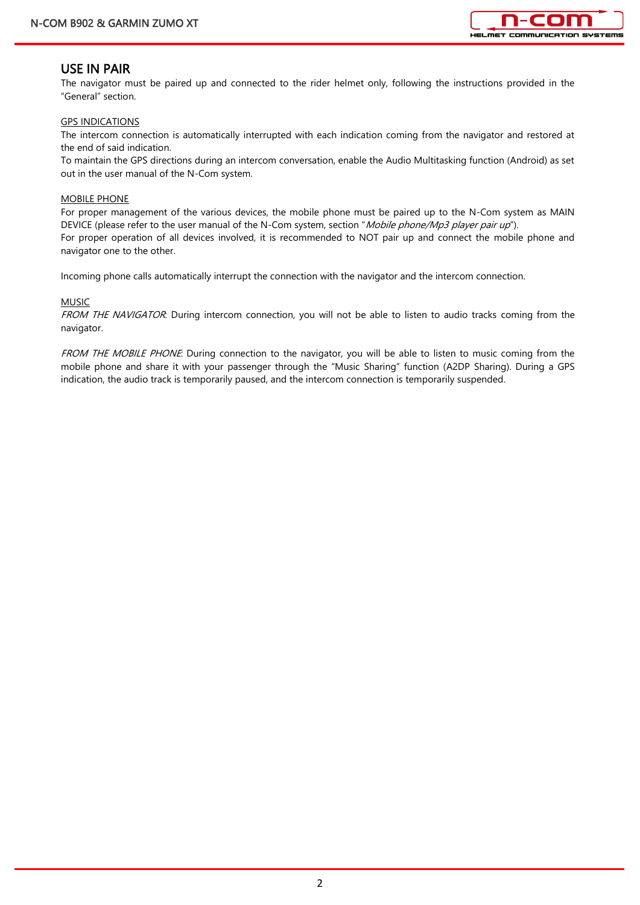## USE IN PAIR

The navigator must be paired up and connected to the rider helmet only, following the instructions provided in the "General" section.

GPS INDICATIONS

The intercom connection is automatically interrupted with each indication coming from the navigator and restored at the end of said indication.
To maintain the GPS directions during an intercom conversation, enable the Audio Multitasking function (Android) as set out in the user manual of the N-Com system.

MOBILE PHONE

For proper management of the various devices, the mobile phone must be paired up to the N-Com system as MAIN DEVICE (please refer to the user manual of the N-Com system, section "*Mobile phone/Mp3 player pair up*").
For proper operation of all devices involved, it is recommended to NOT pair up and connect the mobile phone and navigator one to the other.

Incoming phone calls automatically interrupt the connection with the navigator and the intercom connection.

MUSIC

*FROM THE NAVIGATOR*: During intercom connection, you will not be able to listen to audio tracks coming from the navigator.

*FROM THE MOBILE PHONE*: During connection to the navigator, you will be able to listen to music coming from the mobile phone and share it with your passenger through the "Music Sharing" function (A2DP Sharing). During a GPS indication, the audio track is temporarily paused, and the intercom connection is temporarily suspended.